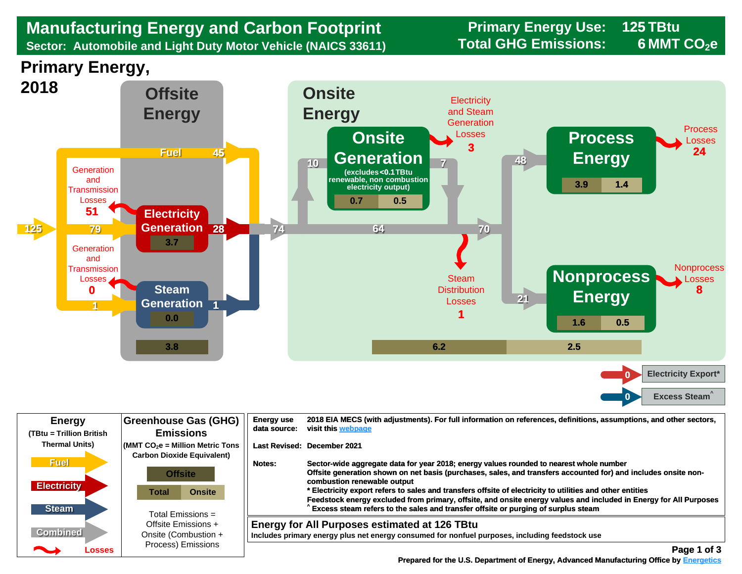# Manufacturing Energy and Carbon Footprint

**Sector: Automobile and Light Duty Motor Vehicle (NAICS 33611)**

**Primary Energy Use: 125 TBtu**

**Total GHG Emissions: 6 MMT $CO_2e$**

## Primary Energy, 2018

### Offsite Energy

- 125 → 79 to Electricity Generation; Fuel 45 (direct); 1 to Steam Generation
- Generation and Transmission Losses: **51** (electricity)
- Generation and Transmission Losses: **0** (steam)
- **Electricity Generation**: 28 (GHG: 3.7)
- **Steam Generation**: 1 (GHG: 0.0)
- Offsite total GHG: 3.8

### Onsite Energy

- 74 total into onsite
- **Onsite Generation** (excludes <0.1 TBtu renewable, non combustion electricity output): input 10, output 7 (GHG: 0.7 total, 0.5 onsite)
- Electricity and Steam Generation Losses: **3**
- 64 → 70
- Steam Distribution Losses: **1**
- **Process Energy**: 48 (GHG: 3.9 total, 1.4 onsite)
- Process Losses: **24**
- **Nonprocess Energy**: 21 (GHG: 1.6 total, 0.5 onsite)
- Nonprocess Losses: **8**
- Onsite GHG: 6.2 total, 2.5 onsite

- Electricity Export*: 0
- Excess Steam^: 0

### Legend

**Energy** (TBtu = Trillion British Thermal Units)

- Fuel
- Electricity
- Steam
- Combined
- Losses

**Greenhouse Gas (GHG) Emissions** (MMT $CO_2e$ = Million Metric Tons Carbon Dioxide Equivalent)

- Offsite
- Total
- Onsite

Total Emissions = Offsite Emissions + Onsite (Combustion + Process) Emissions

| | |
|---|---|
| Energy use data source: | 2018 EIA MECS (with adjustments). For full information on references, definitions, assumptions, and other sectors, visit this webpage |
| Last Revised: | December 2021 |
| Notes: | Sector-wide aggregate data for year 2018; energy values rounded to nearest whole number<br>Offsite generation shown on net basis (purchases, sales, and transfers accounted for) and includes onsite non-combustion renewable output<br>* Electricity export refers to sales and transfers offsite of electricity to utilities and other entities<br>Feedstock energy excluded from primary, offsite, and onsite energy values and included in Energy for All Purposes<br>^ Excess steam refers to the sales and transfer offsite or purging of surplus steam |

**Energy for All Purposes estimated at 126 TBtu**

Includes primary energy plus net energy consumed for nonfuel purposes, including feedstock use

Prepared for the U.S. Department of Energy, Advanced Manufacturing Office by Energetics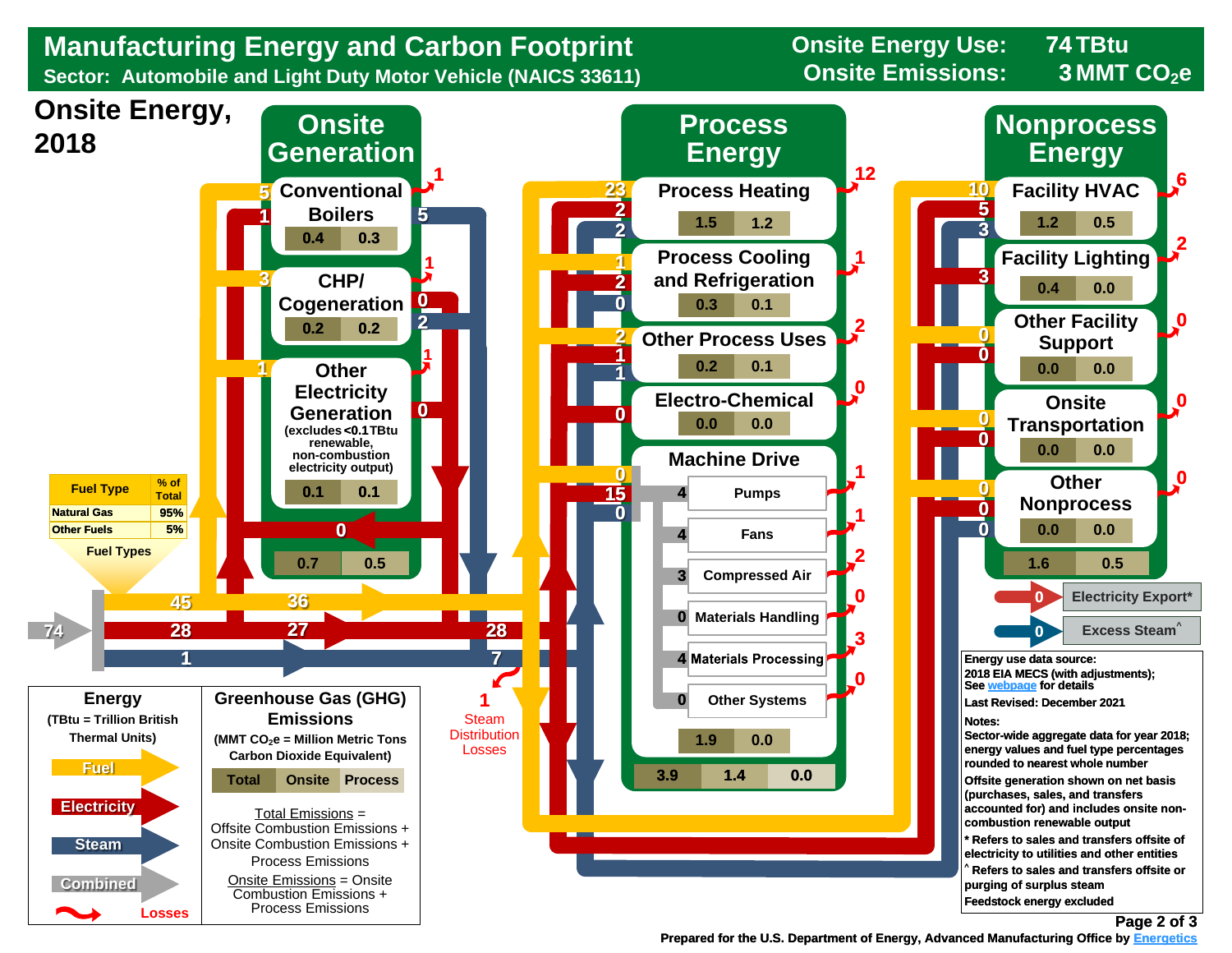# Manufacturing Energy and Carbon Footprint

**Sector: Automobile and Light Duty Motor Vehicle (NAICS 33611)**

**Onsite Energy Use: 74 TBtu**
**Onsite Emissions: 3 MMT $CO_2e$**

## Onsite Energy, 2018

### Onsite Generation

| Component | Fuel In | Electricity In | Losses | Steam Out | Electricity Out | Total Emissions | Onsite Emissions |
|---|---|---|---|---|---|---|---|
| Conventional Boilers | 5 | 1 | 1 | 5 | | 0.4 | 0.3 |
| CHP/ Cogeneration | 3 | | 1 | 2 | 0 | 0.2 | 0.2 |
| Other Electricity Generation (excludes <0.1 TBtu renewable, non-combustion electricity output) | 1 | | 1 | | 0 | 0.1 | 0.1 |
| Total | | | | | 0 | 0.7 | 0.5 |

### Process Energy

| End Use | Fuel | Electricity | Steam | Losses | Total Emissions | Onsite Emissions |
|---|---|---|---|---|---|---|
| Process Heating | 23 | 2 | 2 | 12 | 1.5 | 1.2 |
| Process Cooling and Refrigeration | 1 | 2 | 0 | 1 | 0.3 | 0.1 |
| Other Process Uses | 2 | 1 | 1 | 2 | 0.2 | 0.1 |
| Electro-Chemical | | 0 | | 0 | 0.0 | 0.0 |
| Machine Drive | 0 | 15 | 0 | | 1.9 | 0.0 |

Machine Drive:

| Subsystem | Energy | Losses |
|---|---|---|
| Pumps | 4 | 1 |
| Fans | 4 | 1 |
| Compressed Air | 3 | 2 |
| Materials Handling | 0 | 0 |
| Materials Processing | 4 | 3 |
| Other Systems | 0 | 0 |

Process Energy emissions: Total 3.9, Onsite 1.4, Process 0.0

### Nonprocess Energy

| End Use | Fuel | Electricity | Steam | Losses | Total Emissions | Onsite Emissions |
|---|---|---|---|---|---|---|
| Facility HVAC | 10 | 5 | 3 | 6 | 1.2 | 0.5 |
| Facility Lighting | | 3 | | 2 | 0.4 | 0.0 |
| Other Facility Support | 0 | 0 | | 0 | 0.0 | 0.0 |
| Onsite Transportation | 0 | 0 | | 0 | 0.0 | 0.0 |
| Other Nonprocess | 0 | 0 | 0 | 0 | 0.0 | 0.0 |
| Total | | | | | 1.6 | 0.5 |

Electricity Export*: 0
Excess Steam^: 0

### Energy Flows

- Combined onsite energy: 74
- Fuel: 45 (36 to process/nonprocess)
- Electricity: 28 (27; 28 to end uses)
- Steam: 1 (7 to end uses)
- Steam Distribution Losses: 1

| Fuel Type | % of Total |
|---|---|
| Natural Gas | 95% |
| Other Fuels | 5% |

**Energy** (TBtu = Trillion British Thermal Units): Fuel, Electricity, Steam, Combined, Losses

**Greenhouse Gas (GHG) Emissions** (MMT $CO_2e$ = Million Metric Tons Carbon Dioxide Equivalent): Total, Onsite, Process

Total Emissions = Offsite Combustion Emissions + Onsite Combustion Emissions + Process Emissions

Onsite Emissions = Onsite Combustion Emissions + Process Emissions

**Energy use data source:** 2018 EIA MECS (with adjustments); See webpage for details

**Last Revised:** December 2021

**Notes:**

Sector-wide aggregate data for year 2018; energy values and fuel type percentages rounded to nearest whole number

Offsite generation shown on net basis (purchases, sales, and transfers accounted for) and includes onsite non-combustion renewable output

* Refers to sales and transfers offsite of electricity to utilities and other entities

^ Refers to sales and transfers offsite or purging of surplus steam

Feedstock energy excluded

Prepared for the U.S. Department of Energy, Advanced Manufacturing Office by Energetics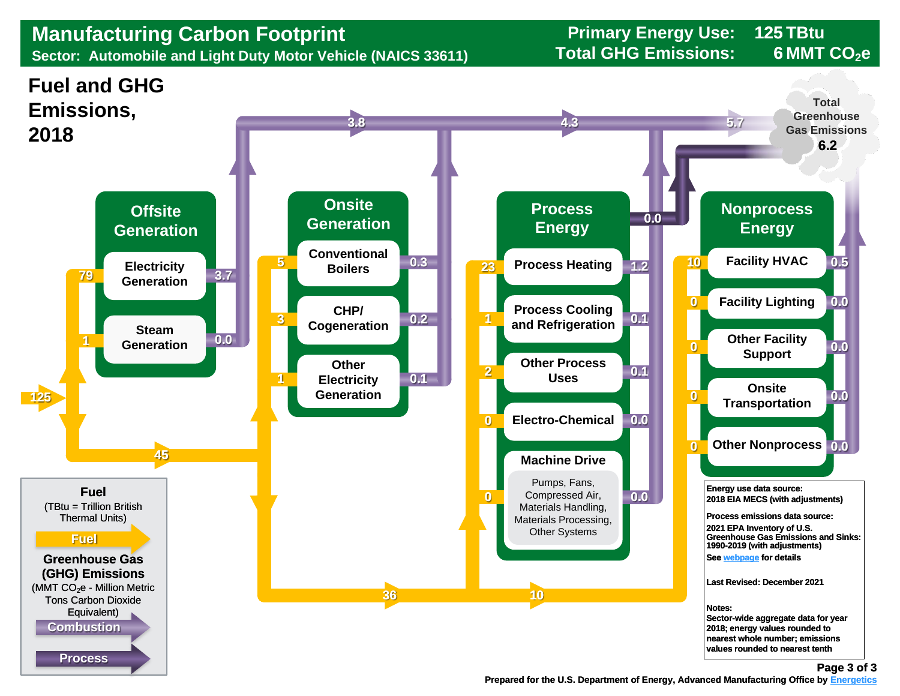# Manufacturing Carbon Footprint

**Sector: Automobile and Light Duty Motor Vehicle (NAICS 33611)**

**Primary Energy Use: 125 TBtu**

**Total GHG Emissions: 6 MMT $CO_2e$**

## Fuel and GHG Emissions, 2018

125

79

1

45

5

3

1

36

23

1

2

0

0

10

10

0

0

0

0

**Offsite Generation**

Electricity Generation 3.7

Steam Generation 0.0

**Onsite Generation**

Conventional Boilers 0.3

CHP/ Cogeneration 0.2

Other Electricity Generation 0.1

**Process Energy** 0.0

Process Heating 1.2

Process Cooling and Refrigeration 0.1

Other Process Uses 0.1

Electro-Chemical 0.0

Machine Drive 0.0

Pumps, Fans, Compressed Air, Materials Handling, Materials Processing, Other Systems

**Nonprocess Energy**

Facility HVAC 0.5

Facility Lighting 0.0

Other Facility Support 0.0

Onsite Transportation 0.0

Other Nonprocess 0.0

3.8

4.3

5.7

Total Greenhouse Gas Emissions 6.2

**Fuel**

(TBtu = Trillion British Thermal Units)

Fuel

**Greenhouse Gas (GHG) Emissions**

(MMT $CO_2e$ - Million Metric Tons Carbon Dioxide Equivalent)

Combustion

Process

**Energy use data source:** 2018 EIA MECS (with adjustments)

**Process emissions data source:** 2021 EPA Inventory of U.S. Greenhouse Gas Emissions and Sinks: 1990-2019 (with adjustments)

See webpage for details

Last Revised: December 2021

**Notes:** Sector-wide aggregate data for year 2018; energy values rounded to nearest whole number; emissions values rounded to nearest tenth

Prepared for the U.S. Department of Energy, Advanced Manufacturing Office by Energetics